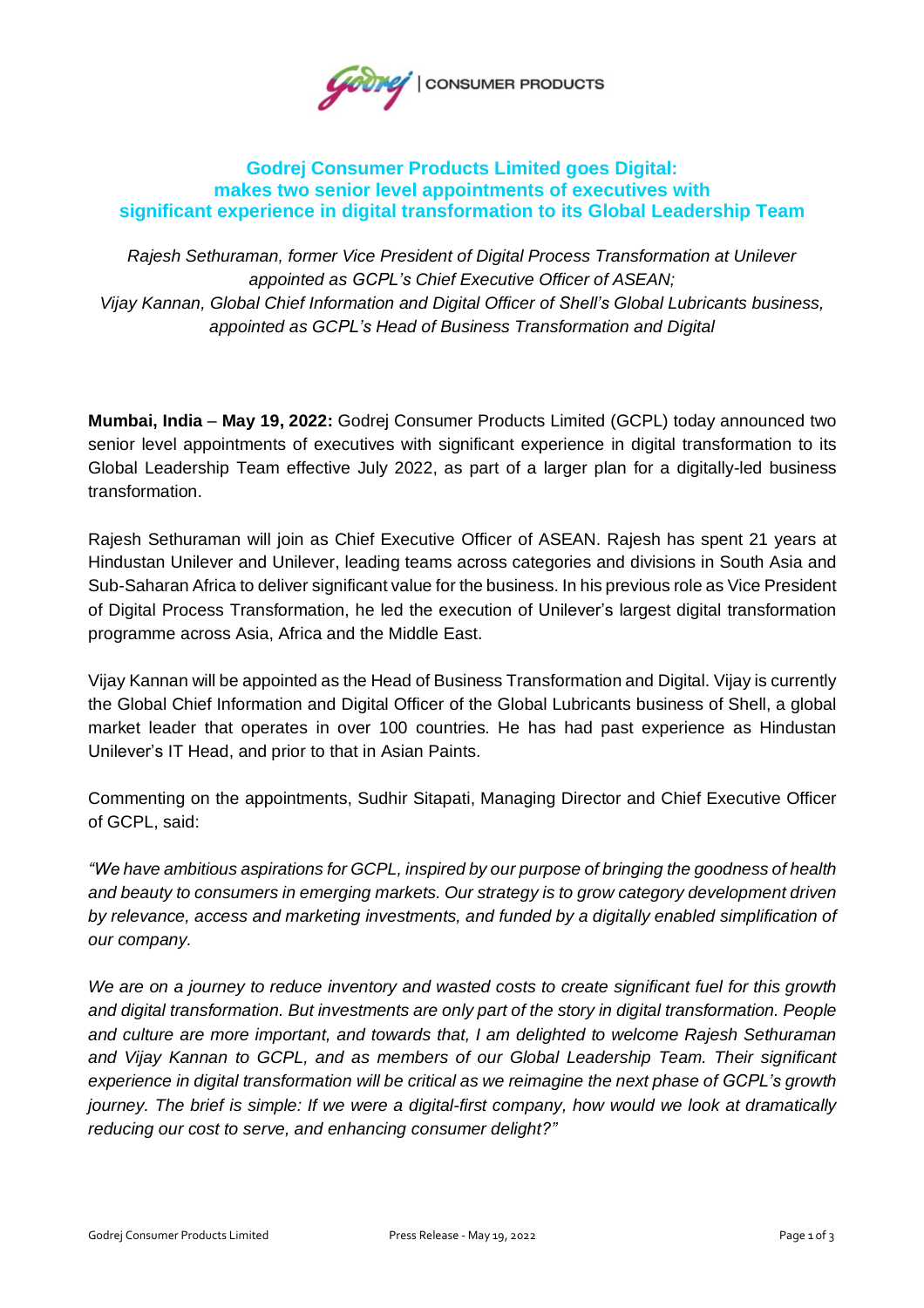# Godrej Consumer Products Limited goes Digital: makes two senior level appointments of executives with significant experience in digital transformation to its Global Leadership Team

*Rajesh Sethuraman, former Vice President of Digital Process Transformation at Unilever appointed as GCPL's Chief Executive Officer of ASEAN;*
*Vijay Kannan, Global Chief Information and Digital Officer of Shell's Global Lubricants business, appointed as GCPL's Head of Business Transformation and Digital*

**Mumbai, India** – **May 19, 2022:** Godrej Consumer Products Limited (GCPL) today announced two senior level appointments of executives with significant experience in digital transformation to its Global Leadership Team effective July 2022, as part of a larger plan for a digitally-led business transformation.

Rajesh Sethuraman will join as Chief Executive Officer of ASEAN. Rajesh has spent 21 years at Hindustan Unilever and Unilever, leading teams across categories and divisions in South Asia and Sub-Saharan Africa to deliver significant value for the business. In his previous role as Vice President of Digital Process Transformation, he led the execution of Unilever's largest digital transformation programme across Asia, Africa and the Middle East.

Vijay Kannan will be appointed as the Head of Business Transformation and Digital. Vijay is currently the Global Chief Information and Digital Officer of the Global Lubricants business of Shell, a global market leader that operates in over 100 countries. He has had past experience as Hindustan Unilever's IT Head, and prior to that in Asian Paints.

Commenting on the appointments, Sudhir Sitapati, Managing Director and Chief Executive Officer of GCPL, said:

*"We have ambitious aspirations for GCPL, inspired by our purpose of bringing the goodness of health and beauty to consumers in emerging markets. Our strategy is to grow category development driven by relevance, access and marketing investments, and funded by a digitally enabled simplification of our company.*

*We are on a journey to reduce inventory and wasted costs to create significant fuel for this growth and digital transformation. But investments are only part of the story in digital transformation. People and culture are more important, and towards that, I am delighted to welcome Rajesh Sethuraman and Vijay Kannan to GCPL, and as members of our Global Leadership Team. Their significant experience in digital transformation will be critical as we reimagine the next phase of GCPL's growth journey. The brief is simple: If we were a digital-first company, how would we look at dramatically reducing our cost to serve, and enhancing consumer delight?"*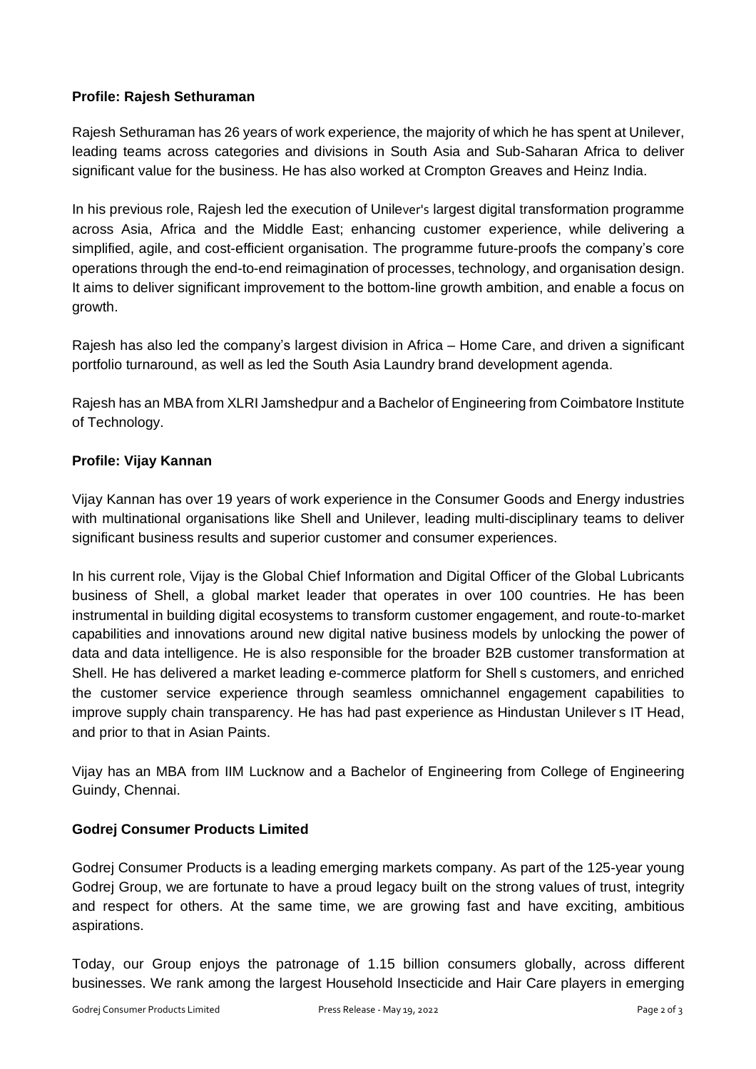**Profile: Rajesh Sethuraman**

Rajesh Sethuraman has 26 years of work experience, the majority of which he has spent at Unilever, leading teams across categories and divisions in South Asia and Sub-Saharan Africa to deliver significant value for the business. He has also worked at Crompton Greaves and Heinz India.

In his previous role, Rajesh led the execution of Unilever's largest digital transformation programme across Asia, Africa and the Middle East; enhancing customer experience, while delivering a simplified, agile, and cost-efficient organisation. The programme future-proofs the company's core operations through the end-to-end reimagination of processes, technology, and organisation design. It aims to deliver significant improvement to the bottom-line growth ambition, and enable a focus on growth.

Rajesh has also led the company's largest division in Africa – Home Care, and driven a significant portfolio turnaround, as well as led the South Asia Laundry brand development agenda.

Rajesh has an MBA from XLRI Jamshedpur and a Bachelor of Engineering from Coimbatore Institute of Technology.

**Profile: Vijay Kannan**

Vijay Kannan has over 19 years of work experience in the Consumer Goods and Energy industries with multinational organisations like Shell and Unilever, leading multi-disciplinary teams to deliver significant business results and superior customer and consumer experiences.

In his current role, Vijay is the Global Chief Information and Digital Officer of the Global Lubricants business of Shell, a global market leader that operates in over 100 countries. He has been instrumental in building digital ecosystems to transform customer engagement, and route-to-market capabilities and innovations around new digital native business models by unlocking the power of data and data intelligence. He is also responsible for the broader B2B customer transformation at Shell. He has delivered a market leading e-commerce platform for Shell s customers, and enriched the customer service experience through seamless omnichannel engagement capabilities to improve supply chain transparency. He has had past experience as Hindustan Unilever s IT Head, and prior to that in Asian Paints.

Vijay has an MBA from IIM Lucknow and a Bachelor of Engineering from College of Engineering Guindy, Chennai.

**Godrej Consumer Products Limited**

Godrej Consumer Products is a leading emerging markets company. As part of the 125-year young Godrej Group, we are fortunate to have a proud legacy built on the strong values of trust, integrity and respect for others. At the same time, we are growing fast and have exciting, ambitious aspirations.

Today, our Group enjoys the patronage of 1.15 billion consumers globally, across different businesses. We rank among the largest Household Insecticide and Hair Care players in emerging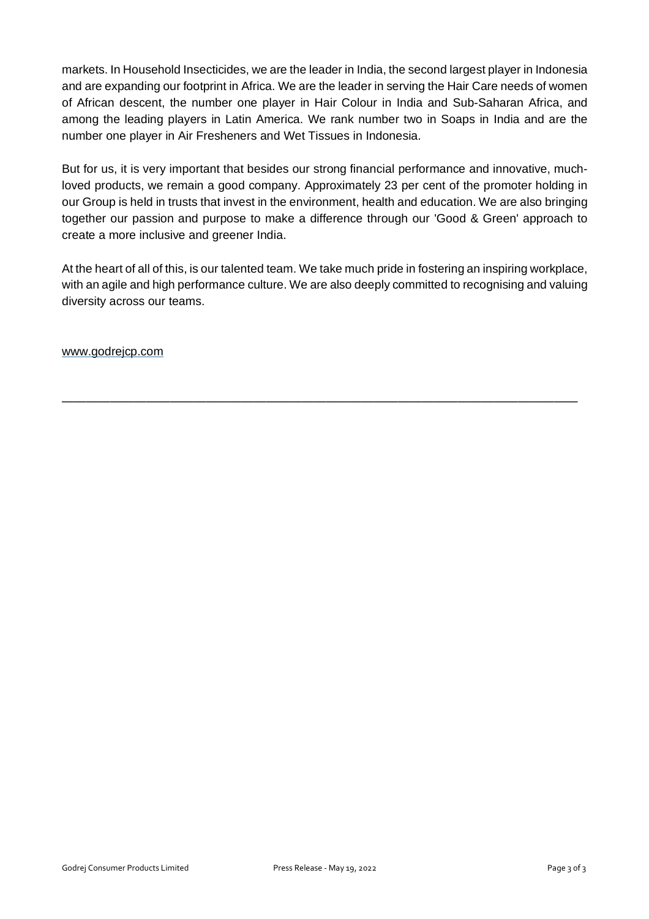markets. In Household Insecticides, we are the leader in India, the second largest player in Indonesia and are expanding our footprint in Africa. We are the leader in serving the Hair Care needs of women of African descent, the number one player in Hair Colour in India and Sub-Saharan Africa, and among the leading players in Latin America. We rank number two in Soaps in India and are the number one player in Air Fresheners and Wet Tissues in Indonesia.

But for us, it is very important that besides our strong financial performance and innovative, much-loved products, we remain a good company. Approximately 23 per cent of the promoter holding in our Group is held in trusts that invest in the environment, health and education. We are also bringing together our passion and purpose to make a difference through our 'Good & Green' approach to create a more inclusive and greener India.

At the heart of all of this, is our talented team. We take much pride in fostering an inspiring workplace, with an agile and high performance culture. We are also deeply committed to recognising and valuing diversity across our teams.

www.godrejcp.com

---